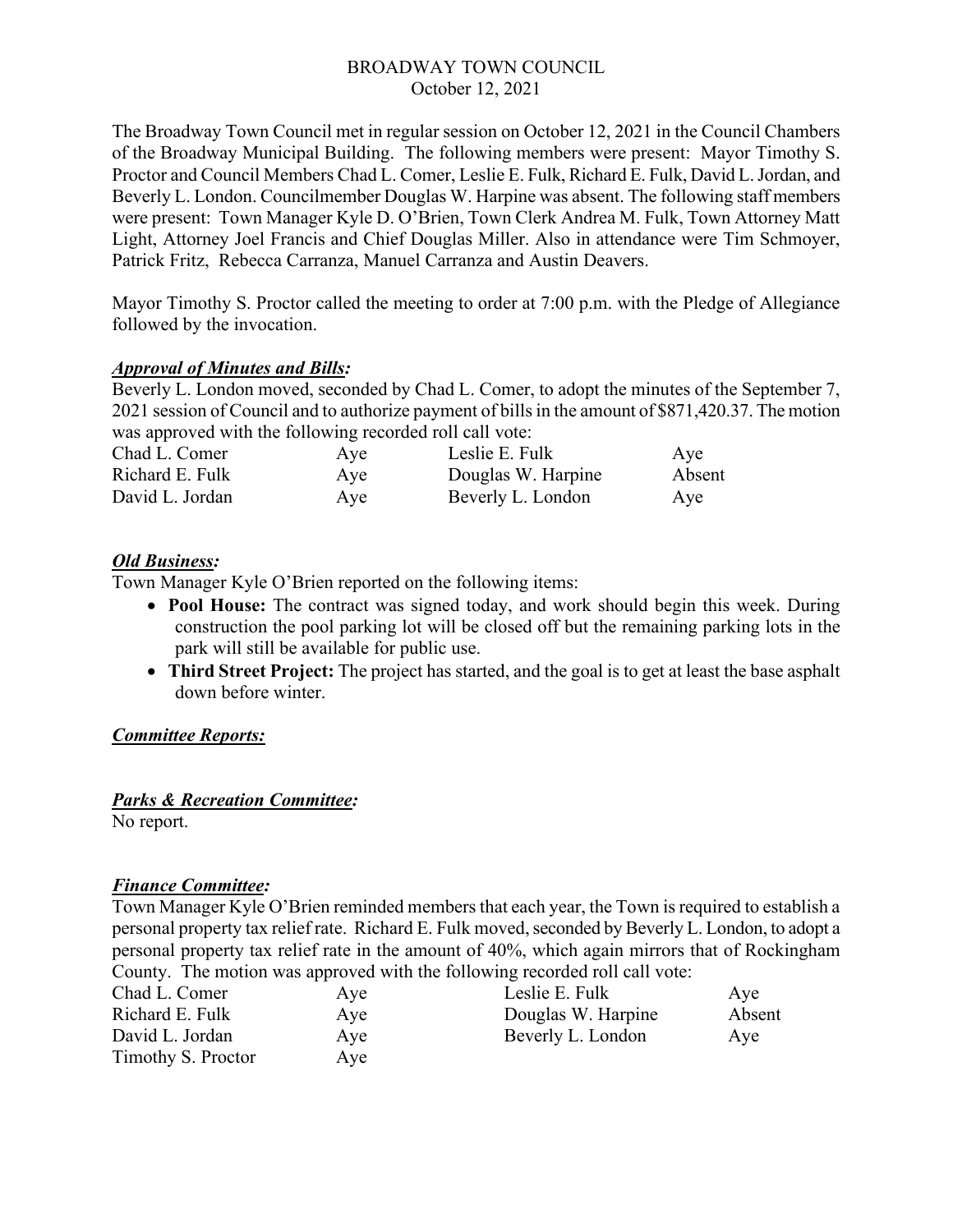# BROADWAY TOWN COUNCIL
October 12, 2021

The Broadway Town Council met in regular session on October 12, 2021 in the Council Chambers of the Broadway Municipal Building. The following members were present: Mayor Timothy S. Proctor and Council Members Chad L. Comer, Leslie E. Fulk, Richard E. Fulk, David L. Jordan, and Beverly L. London. Councilmember Douglas W. Harpine was absent. The following staff members were present: Town Manager Kyle D. O'Brien, Town Clerk Andrea M. Fulk, Town Attorney Matt Light, Attorney Joel Francis and Chief Douglas Miller. Also in attendance were Tim Schmoyer, Patrick Fritz, Rebecca Carranza, Manuel Carranza and Austin Deavers.

Mayor Timothy S. Proctor called the meeting to order at 7:00 p.m. with the Pledge of Allegiance followed by the invocation.

***Approval of Minutes and Bills:***

Beverly L. London moved, seconded by Chad L. Comer, to adopt the minutes of the September 7, 2021 session of Council and to authorize payment of bills in the amount of $871,420.37. The motion was approved with the following recorded roll call vote:

| | | | |
|---|---|---|---|
| Chad L. Comer | Aye | Leslie E. Fulk | Aye |
| Richard E. Fulk | Aye | Douglas W. Harpine | Absent |
| David L. Jordan | Aye | Beverly L. London | Aye |

***Old Business:***

Town Manager Kyle O'Brien reported on the following items:

- **Pool House:** The contract was signed today, and work should begin this week. During construction the pool parking lot will be closed off but the remaining parking lots in the park will still be available for public use.
- **Third Street Project:** The project has started, and the goal is to get at least the base asphalt down before winter.

***Committee Reports:***

***Parks & Recreation Committee:***

No report.

***Finance Committee:***

Town Manager Kyle O'Brien reminded members that each year, the Town is required to establish a personal property tax relief rate. Richard E. Fulk moved, seconded by Beverly L. London, to adopt a personal property tax relief rate in the amount of 40%, which again mirrors that of Rockingham County. The motion was approved with the following recorded roll call vote:

| | | | |
|---|---|---|---|
| Chad L. Comer | Aye | Leslie E. Fulk | Aye |
| Richard E. Fulk | Aye | Douglas W. Harpine | Absent |
| David L. Jordan | Aye | Beverly L. London | Aye |
| Timothy S. Proctor | Aye | | |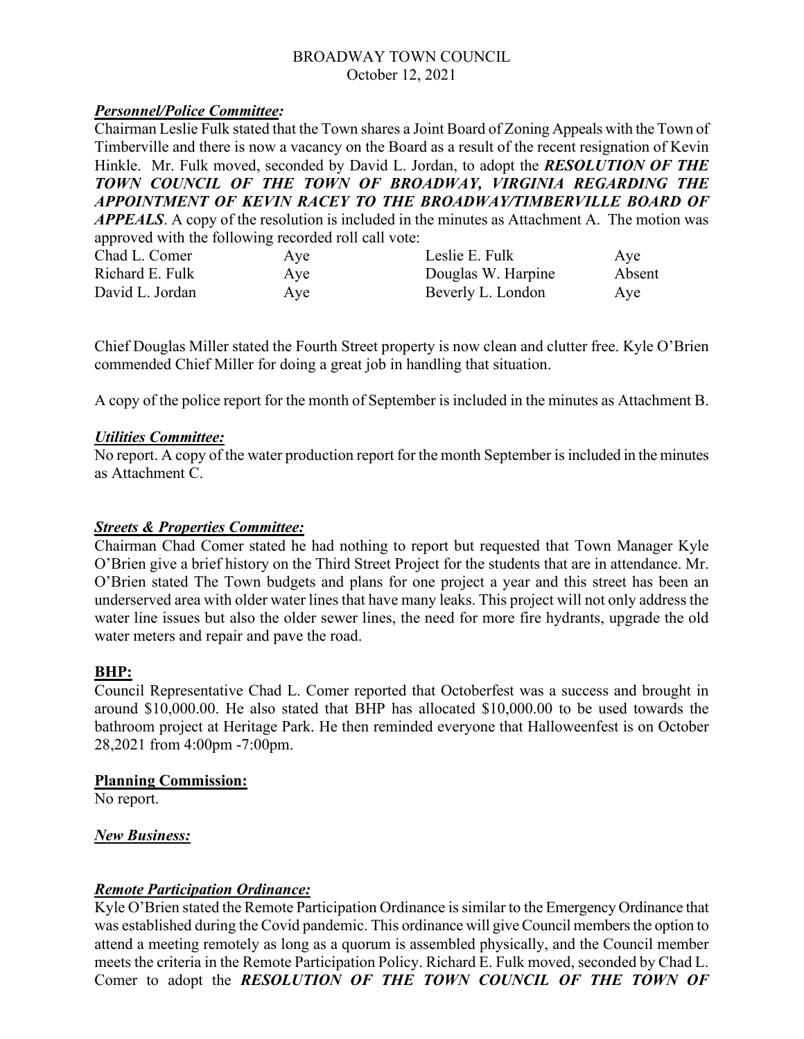BROADWAY TOWN COUNCIL
October 12, 2021

***Personnel/Police Committee:***

Chairman Leslie Fulk stated that the Town shares a Joint Board of Zoning Appeals with the Town of Timberville and there is now a vacancy on the Board as a result of the recent resignation of Kevin Hinkle. Mr. Fulk moved, seconded by David L. Jordan, to adopt the ***RESOLUTION OF THE TOWN COUNCIL OF THE TOWN OF BROADWAY, VIRGINIA REGARDING THE APPOINTMENT OF KEVIN RACEY TO THE BROADWAY/TIMBERVILLE BOARD OF APPEALS***. A copy of the resolution is included in the minutes as Attachment A. The motion was approved with the following recorded roll call vote:

| | | | |
|---|---|---|---|
| Chad L. Comer | Aye | Leslie E. Fulk | Aye |
| Richard E. Fulk | Aye | Douglas W. Harpine | Absent |
| David L. Jordan | Aye | Beverly L. London | Aye |

Chief Douglas Miller stated the Fourth Street property is now clean and clutter free. Kyle O'Brien commended Chief Miller for doing a great job in handling that situation.

A copy of the police report for the month of September is included in the minutes as Attachment B.

***Utilities Committee:***

No report. A copy of the water production report for the month September is included in the minutes as Attachment C.

***Streets & Properties Committee:***

Chairman Chad Comer stated he had nothing to report but requested that Town Manager Kyle O'Brien give a brief history on the Third Street Project for the students that are in attendance. Mr. O'Brien stated The Town budgets and plans for one project a year and this street has been an underserved area with older water lines that have many leaks. This project will not only address the water line issues but also the older sewer lines, the need for more fire hydrants, upgrade the old water meters and repair and pave the road.

**BHP:**

Council Representative Chad L. Comer reported that Octoberfest was a success and brought in around $10,000.00. He also stated that BHP has allocated $10,000.00 to be used towards the bathroom project at Heritage Park. He then reminded everyone that Halloweenfest is on October 28,2021 from 4:00pm -7:00pm.

**Planning Commission:**

No report.

***New Business:***

***Remote Participation Ordinance:***

Kyle O'Brien stated the Remote Participation Ordinance is similar to the Emergency Ordinance that was established during the Covid pandemic. This ordinance will give Council members the option to attend a meeting remotely as long as a quorum is assembled physically, and the Council member meets the criteria in the Remote Participation Policy. Richard E. Fulk moved, seconded by Chad L. Comer to adopt the ***RESOLUTION OF THE TOWN COUNCIL OF THE TOWN OF***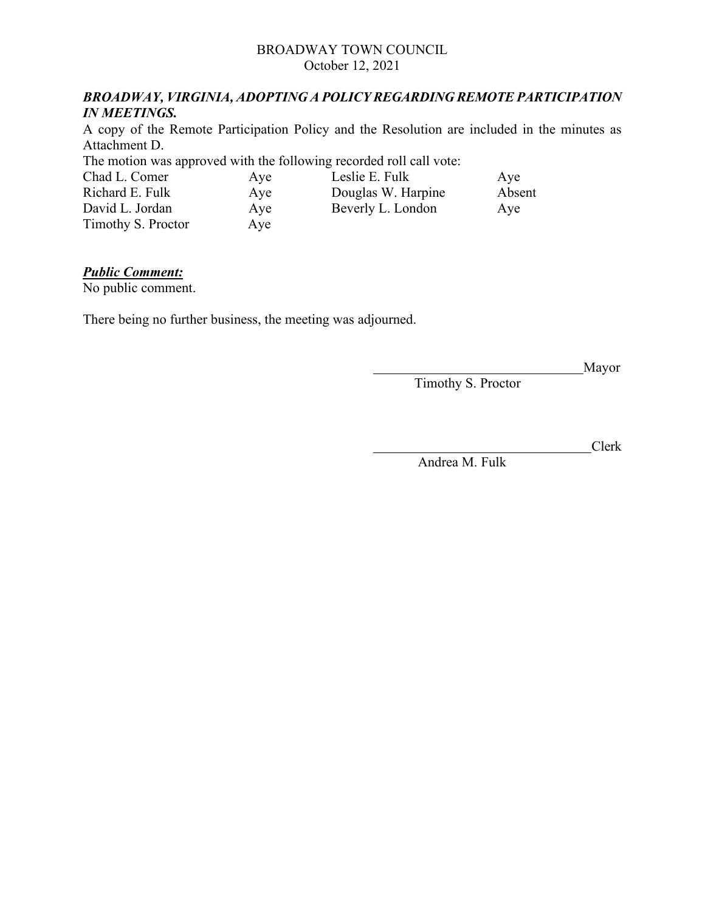BROADWAY TOWN COUNCIL
October 12, 2021

***BROADWAY, VIRGINIA, ADOPTING A POLICY REGARDING REMOTE PARTICIPATION IN MEETINGS.***

A copy of the Remote Participation Policy and the Resolution are included in the minutes as Attachment D.

The motion was approved with the following recorded roll call vote:

| | | | |
|---|---|---|---|
| Chad L. Comer | Aye | Leslie E. Fulk | Aye |
| Richard E. Fulk | Aye | Douglas W. Harpine | Absent |
| David L. Jordan | Aye | Beverly L. London | Aye |
| Timothy S. Proctor | Aye | | |

***Public Comment:***

No public comment.

There being no further business, the meeting was adjourned.

\_\_\_\_\_\_\_\_\_\_\_\_\_\_\_\_\_\_\_\_\_\_\_\_\_\_\_\_\_\_Mayor
Timothy S. Proctor

\_\_\_\_\_\_\_\_\_\_\_\_\_\_\_\_\_\_\_\_\_\_\_\_\_\_\_\_\_\_Clerk
Andrea M. Fulk